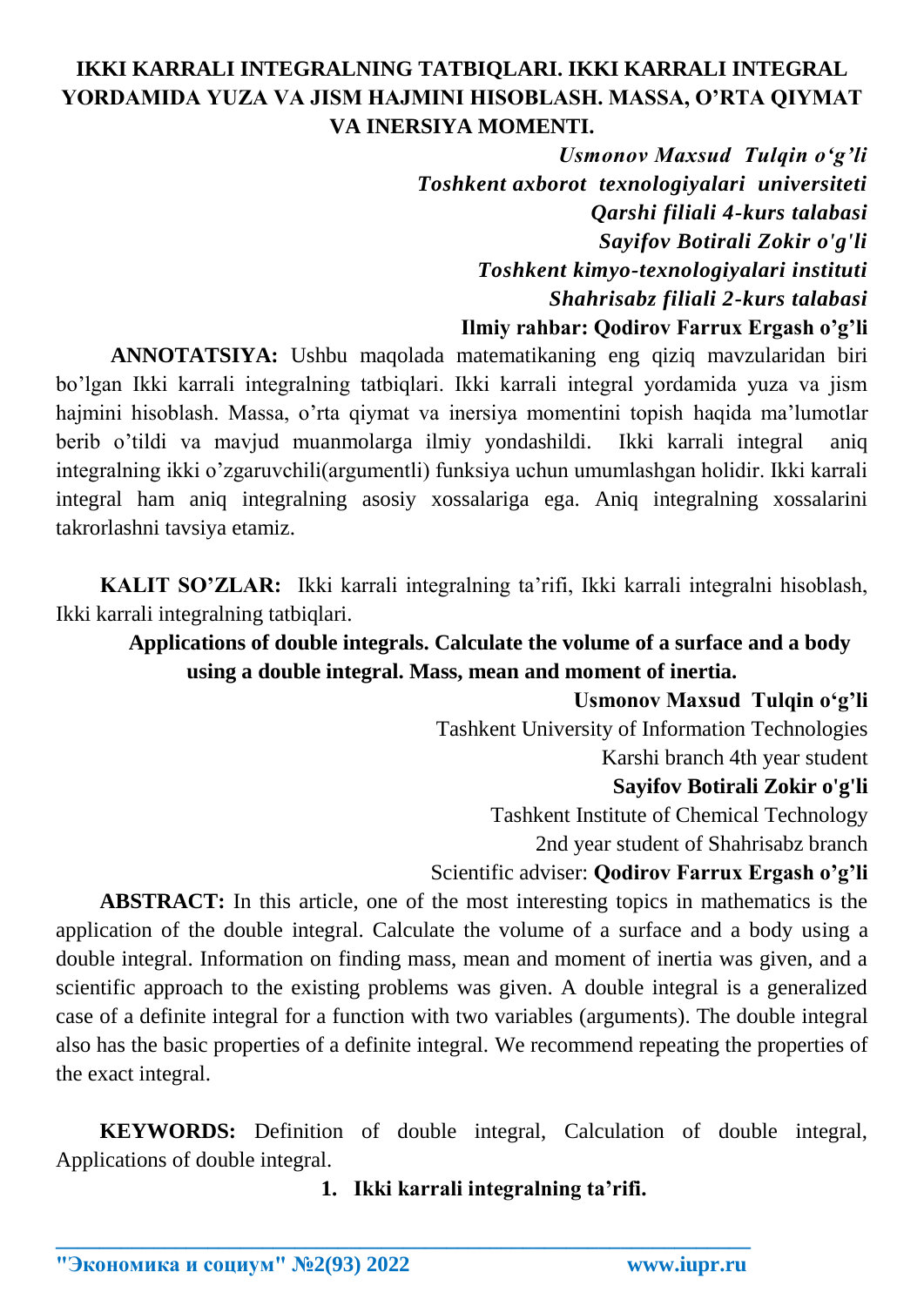# IKKI KARRALI INTEGRALNING TATBIQLARI. IKKI KARRALI INTEGRAL YORDAMIDA YUZA VA JISM HAJMINI HISOBLASH. MASSA, O'RTA QIYMAT VA INERSIYA MOMENTI.

***Usmonov Maxsud Tulqin o'g'li***
***Toshkent axborot texnologiyalari universiteti***
***Qarshi filiali 4-kurs talabasi***
***Sayifov Botirali Zokir o'g'li***
***Toshkent kimyo-texnologiyalari instituti***
***Shahrisabz filiali 2-kurs talabasi***
**Ilmiy rahbar: Qodirov Farrux Ergash o'g'li**

**ANNOTATSIYA:** Ushbu maqolada matematikaning eng qiziq mavzularidan biri bo'lgan Ikki karrali integralning tatbiqlari. Ikki karrali integral yordamida yuza va jism hajmini hisoblash. Massa, o'rta qiymat va inersiya momentini topish haqida ma'lumotlar berib o'tildi va mavjud muanmolarga ilmiy yondashildi. Ikki karrali integral aniq integralning ikki o'zgaruvchili(argumentli) funksiya uchun umumlashgan holidir. Ikki karrali integral ham aniq integralning asosiy xossalariga ega. Aniq integralning xossalarini takrorlashni tavsiya etamiz.

**KALIT SO'ZLAR:** Ikki karrali integralning ta'rifi, Ikki karrali integralni hisoblash, Ikki karrali integralning tatbiqlari.

## Applications of double integrals. Calculate the volume of a surface and a body using a double integral. Mass, mean and moment of inertia.

**Usmonov Maxsud Tulqin o'g'li**
Tashkent University of Information Technologies
Karshi branch 4th year student
**Sayifov Botirali Zokir o'g'li**
Tashkent Institute of Chemical Technology
2nd year student of Shahrisabz branch
Scientific adviser: **Qodirov Farrux Ergash o'g'li**

**ABSTRACT:** In this article, one of the most interesting topics in mathematics is the application of the double integral. Calculate the volume of a surface and a body using a double integral. Information on finding mass, mean and moment of inertia was given, and a scientific approach to the existing problems was given. A double integral is a generalized case of a definite integral for a function with two variables (arguments). The double integral also has the basic properties of a definite integral. We recommend repeating the properties of the exact integral.

**KEYWORDS:** Definition of double integral, Calculation of double integral, Applications of double integral.

### 1. Ikki karrali integralning ta'rifi.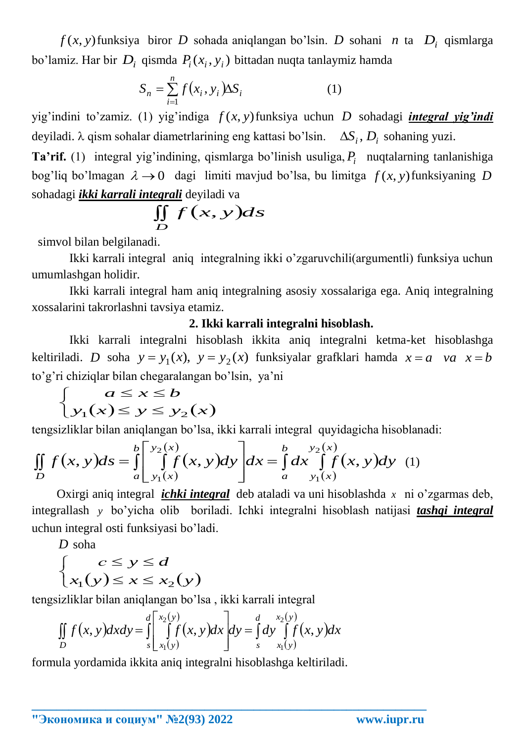$f(x,y)$ funksiya biror $D$ sohada aniqlangan bo'lsin. $D$ sohani $n$ ta $D_i$ qismlarga bo'lamiz. Har bir $D_i$ qismda $P_i(x_i,y_i)$ bittadan nuqta tanlaymiz hamda

$$S_n = \sum_{i=1}^{n} f(x_i, y_i)\Delta S_i \qquad (1)$$

yig'indini to'zamiz. (1) yig'indiga $f(x,y)$ funksiya uchun $D$ sohadagi ***integral yig'indi*** deyiladi. $\lambda$ qism sohalar diametrlarining eng kattasi bo'lsin. $\Delta S_i$, $D_i$ sohaning yuzi.

**Ta'rif.** (1) integral yig'indining, qismlarga bo'linish usuliga, $P_i$ nuqtalarning tanlanishiga bog'liq bo'lmagan $\lambda \to 0$ dagi limiti mavjud bo'lsa, bu limitga $f(x,y)$ funksiyaning $D$ sohadagi ***ikki karrali integrali*** deyiladi va

$$\iint_D f(x,y)ds$$

simvol bilan belgilanadi.

Ikki karrali integral aniq integralning ikki o'zgaruvchili(argumentli) funksiya uchun umumlashgan holidir.

Ikki karrali integral ham aniq integralning asosiy xossalariga ega. Aniq integralning xossalarini takrorlashni tavsiya etamiz.

**2. Ikki karrali integralni hisoblash.**

Ikki karrali integralni hisoblash ikkita aniq integralni ketma-ket hisoblashga keltiriladi. $D$ soha $y=y_1(x)$, $y=y_2(x)$ funksiyalar grafklari hamda $x=a$ $va$ $x=b$ to'g'ri chiziqlar bilan chegaralangan bo'lsin, ya'ni

$$\begin{cases} a \le x \le b \\ y_1(x) \le y \le y_2(x) \end{cases}$$

tengsizliklar bilan aniqlangan bo'lsa, ikki karrali integral quyidagicha hisoblanadi:

$$\iint_D f(x,y)ds = \int_a^b \left[ \int_{y_1(x)}^{y_2(x)} f(x,y)dy \right] dx = \int_a^b dx \int_{y_1(x)}^{y_2(x)} f(x,y)dy \quad (1)$$

Oxirgi aniq integral ***ichki integral*** deb ataladi va uni hisoblashda $x$ ni o'zgarmas deb, integrallash $y$ bo'yicha olib boriladi. Ichki integralni hisoblash natijasi ***tashqi integral*** uchun integral osti funksiyasi bo'ladi.

$D$ soha

$$\begin{cases} c \le y \le d \\ x_1(y) \le x \le x_2(y) \end{cases}$$

tengsizliklar bilan aniqlangan bo'lsa , ikki karrali integral

$$\iint_D f(x,y)dxdy = \int_s^d \left[ \int_{x_1(y)}^{x_2(y)} f(x,y)dx \right] dy = \int_s^d dy \int_{x_1(y)}^{x_2(y)} f(x,y)dx$$

formula yordamida ikkita aniq integralni hisoblashga keltiriladi.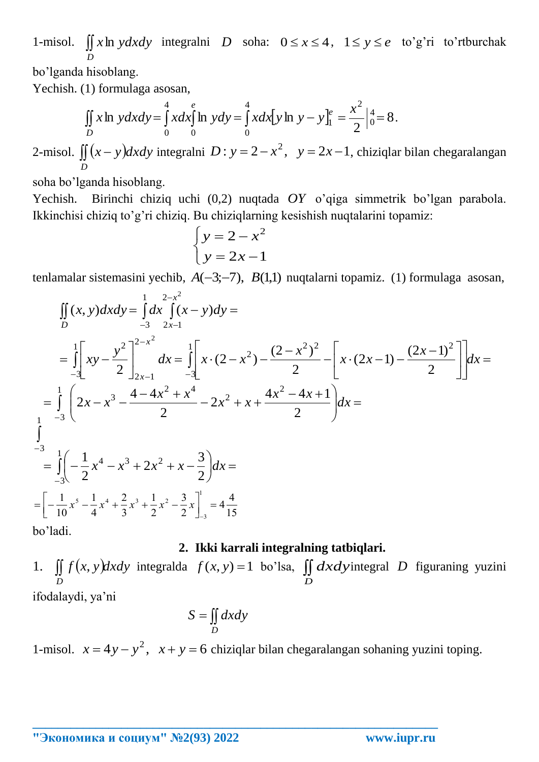1-misol. $\iint\limits_D x\ln y dxdy$ integralni $D$ soha: $0 \le x \le 4$, $1 \le y \le e$ to'g'ri to'rtburchak bo'lganda hisoblang.

Yechish. (1) formulaga asosan,

$$\iint\limits_D x\ln y dxdy = \int_0^4 xdx\int_0^e \ln y dy = \int_0^4 xdx\left[y\ln y - y\right]_1^e = \frac{x^2}{2}\Big|_0^4 = 8.$$

2-misol. $\iint\limits_D (x-y)dxdy$ integralni $D: y = 2-x^2, \ \ y = 2x-1$, chiziqlar bilan chegaralangan soha bo'lganda hisoblang.

Yechish. Birinchi chiziq uchi (0,2) nuqtada $OY$ o'qiga simmetrik bo'lgan parabola. Ikkinchisi chiziq to'g'ri chiziq. Bu chiziqlarning kesishish nuqtalarini topamiz:

$$\begin{cases} y = 2 - x^2 \\ y = 2x - 1 \end{cases}$$

tenlamalar sistemasini yechib, $A(-3;-7)$, $B(1,1)$ nuqtalarni topamiz. (1) formulaga asosan,

$$\iint\limits_D (x,y)dxdy = \int_{-3}^{1} dx \int_{2x-1}^{2-x^2}(x-y)dy =$$

$$= \int_{-3}^{1}\left[xy - \frac{y^2}{2}\right]_{2x-1}^{2-x^2} dx = \int_{-3}^{1}\left[x\cdot(2-x^2) - \frac{(2-x^2)^2}{2} - \left[x\cdot(2x-1) - \frac{(2x-1)^2}{2}\right]\right]dx =$$

$$= \int_{-3}^{1}\left(2x - x^3 - \frac{4-4x^2+x^4}{2} - 2x^2 + x + \frac{4x^2-4x+1}{2}\right)dx =$$

$$= \int_{-3}^{1}\left(-\frac{1}{2}x^4 - x^3 + 2x^2 + x - \frac{3}{2}\right)dx =$$

$$= \left[-\frac{1}{10}x^5 - \frac{1}{4}x^4 + \frac{2}{3}x^3 + \frac{1}{2}x^2 - \frac{3}{2}x\right]_{-3}^{1} = 4\frac{4}{15}$$

bo'ladi.

## 2. Ikki karrali integralning tatbiqlari.

1. $\iint\limits_D f(x,y)dxdy$ integralda $f(x,y) = 1$ bo'lsa, $\iint\limits_D dxdy$ integral $D$ figuraning yuzini ifodalaydi, ya'ni

$$S = \iint\limits_D dxdy$$

1-misol. $x = 4y - y^2$, $x + y = 6$ chiziqlar bilan chegaralangan sohaning yuzini toping.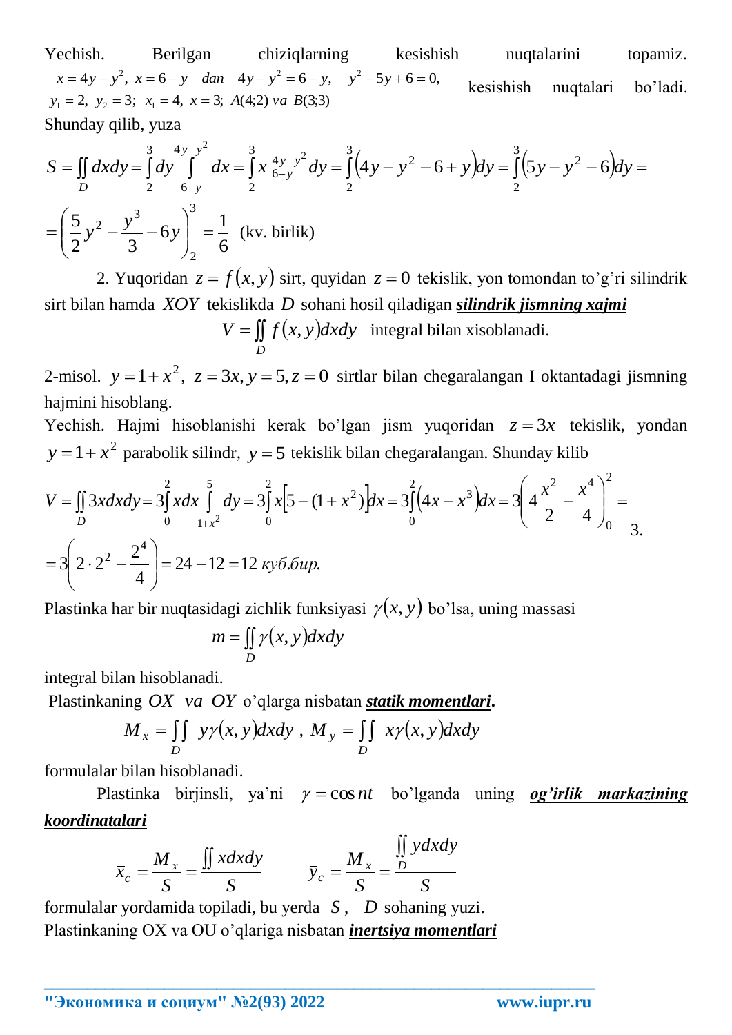Yechish. Berilgan chiziqlarning kesishish nuqtalarini topamiz. $x = 4y - y^2,\ x = 6 - y$ dan $4y - y^2 = 6 - y,\quad y^2 - 5y + 6 = 0,$ $y_1 = 2,\ y_2 = 3;\ x_1 = 4,\ x = 3;\ A(4;2)$ va $B(3;3)$ kesishish nuqtalari bo'ladi.

Shunday qilib, yuza

$$S = \iint_D dxdy = \int_2^3 dy \int_{6-y}^{4y-y^2} dx = \int_2^3 x\Big|_{6-y}^{4y-y^2} dy = \int_2^3 \left(4y - y^2 - 6 + y\right)dy = \int_2^3 \left(5y - y^2 - 6\right)dy =$$

$$= \left(\frac{5}{2}y^2 - \frac{y^3}{3} - 6y\right)_2^3 = \frac{1}{6}\ \text{(kv. birlik)}$$

2. Yuqoridan $z = f(x,y)$ sirt, quyidan $z = 0$ tekislik, yon tomondan to'g'ri silindrik sirt bilan hamda $XOY$ tekislikda $D$ sohani hosil qiladigan ***silindrik jismning xajmi***

$$V = \iint_D f(x,y)dxdy \quad \text{integral bilan xisoblanadi.}$$

2-misol. $y = 1 + x^2,\ z = 3x, y = 5, z = 0$ sirtlar bilan chegaralangan I oktantadagi jismning hajmini hisoblang.

Yechish. Hajmi hisoblanishi kerak bo'lgan jism yuqoridan $z = 3x$ tekislik, yondan $y = 1 + x^2$ parabolik silindr, $y = 5$ tekislik bilan chegaralangan. Shunday kilib

$$V = \iint_D 3xdxdy = 3\int_0^2 xdx \int_{1+x^2}^5 dy = 3\int_0^2 x\left[5 - (1 + x^2)\right]dx = 3\int_0^2 \left(4x - x^3\right)dx = 3\left(4\frac{x^2}{2} - \frac{x^4}{4}\right)_0^2 =$$

$$= 3\left(2 \cdot 2^2 - \frac{2^4}{4}\right) = 24 - 12 = 12\ \textit{куб.бир.}$$

3.

Plastinka har bir nuqtasidagi zichlik funksiyasi $\gamma(x,y)$ bo'lsa, uning massasi

$$m = \iint_D \gamma(x,y)dxdy$$

integral bilan hisoblanadi.

Plastinkaning $OX$ va $OY$ o'qlarga nisbatan ***statik momentlari*.**

$$M_x = \iint_D y\gamma(x,y)dxdy\ ,\ M_y = \iint_D x\gamma(x,y)dxdy$$

formulalar bilan hisoblanadi.

Plastinka birjinsli, ya'ni $\gamma = \cos nt$ bo'lganda uning ***og'irlik markazining koordinatalari***

$$\bar{x}_c = \frac{M_x}{S} = \frac{\iint xdxdy}{S} \qquad \bar{y}_c = \frac{M_x}{S} = \frac{\iint_D ydxdy}{S}$$

formulalar yordamida topiladi, bu yerda $S$, $D$ sohaning yuzi.

Plastinkaning OX va OU o'qlariga nisbatan ***inertsiya momentlari***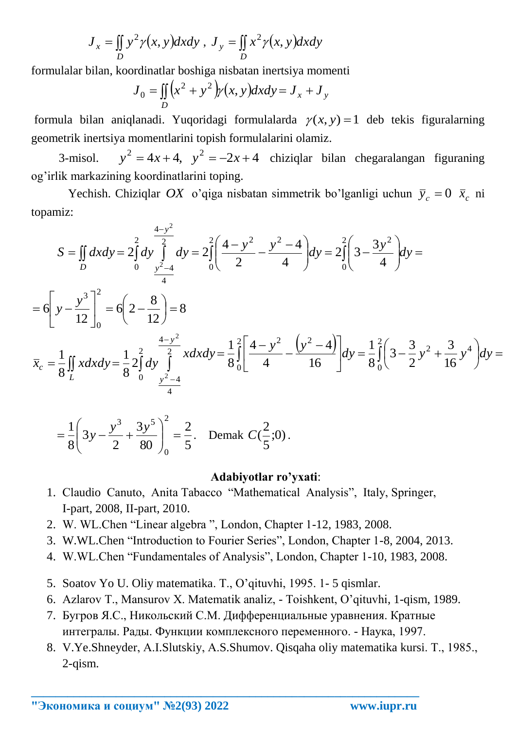$$J_x = \iint_D y^2 \gamma(x,y)dxdy \;,\; J_y = \iint_D x^2 \gamma(x,y)dxdy$$

formulalar bilan, koordinatlar boshiga nisbatan inertsiya momenti

$$J_0 = \iint_D \left(x^2 + y^2\right)\gamma(x,y)dxdy = J_x + J_y$$

formula bilan aniqlanadi. Yuqoridagi formulalarda $\gamma(x,y) = 1$ deb tekis figuralarning geometrik inertsiya momentlarini topish formulalarini olamiz.

3-misol. $y^2 = 4x + 4, \quad y^2 = -2x + 4$ chiziqlar bilan chegaralangan figuraning og'irlik markazining koordinatlarini toping.

Yechish. Chiziqlar $OX$ o'qiga nisbatan simmetrik bo'lganligi uchun $\bar{y}_c = 0$ $\bar{x}_c$ ni topamiz:

$$S = \iint_D dxdy = 2\int_0^2 dy \int_{\frac{y^2-4}{4}}^{\frac{4-y^2}{2}} dy = 2\int_0^2 \left(\frac{4-y^2}{2} - \frac{y^2-4}{4}\right)dy = 2\int_0^2 \left(3 - \frac{3y^2}{4}\right)dy =$$

$$= 6\left[y - \frac{y^3}{12}\right]_0^2 = 6\left(2 - \frac{8}{12}\right) = 8$$

$$\bar{x}_c = \frac{1}{8}\iint_L xdxdy = \frac{1}{8}2\int_0^2 dy \int_{\frac{y^2-4}{4}}^{\frac{4-y^2}{2}} xdxdy = \frac{1}{8}\int_0^2 \left[\frac{4-y^2}{4} - \frac{\left(y^2-4\right)}{16}\right]dy = \frac{1}{8}\int_0^2 \left(3 - \frac{3}{2}y^2 + \frac{3}{16}y^4\right)dy =$$

$$= \frac{1}{8}\left(3y - \frac{y^3}{2} + \frac{3y^5}{80}\right)_0^2 = \frac{2}{5}. \quad \text{Demak } C(\frac{2}{5};0).$$

## Adabiyotlar ro'yxati:

1. Claudio Canuto, Anita Tabacco "Mathematical Analysis", Italy, Springer, I-part, 2008, II-part, 2010.
2. W. WL.Chen "Linear algebra ", London, Chapter 1-12, 1983, 2008.
3. W.WL.Chen "Introduction to Fourier Series", London, Chapter 1-8, 2004, 2013.
4. W.WL.Chen "Fundamentales of Analysis", London, Chapter 1-10, 1983, 2008.
5. Soatov Yo U. Oliy matematika. T., O'qituvhi, 1995. 1- 5 qismlar.
6. Azlarov T., Mansurov X. Matematik analiz, - Toishkent, O'qituvhi, 1-qism, 1989.
7. Бугров Я.С., Никольский С.М. Дифференциальные уравнения. Кратные интегралы. Рады. Функции комплексного переменного. - Наука, 1997.
8. V.Ye.Shneyder, A.I.Slutskiy, A.S.Shumov. Qisqaha oliy matematika kursi. T., 1985., 2-qism.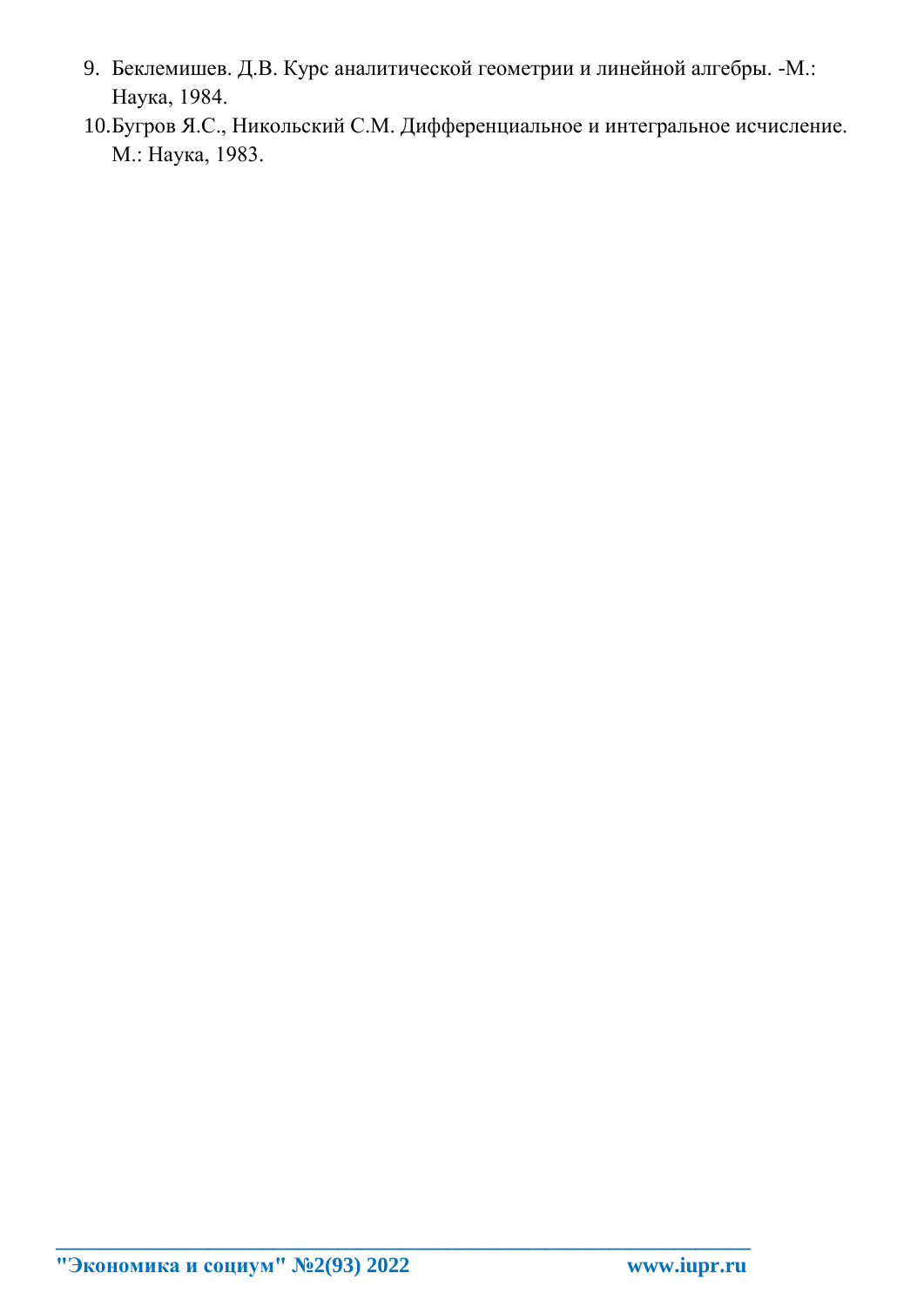9. Беклемишев. Д.В. Курс аналитической геометрии и линейной алгебры. -М.: Наука, 1984.
10. Бугров Я.С., Никольский С.М. Дифференциальное и интегральное исчисление. М.: Наука, 1983.